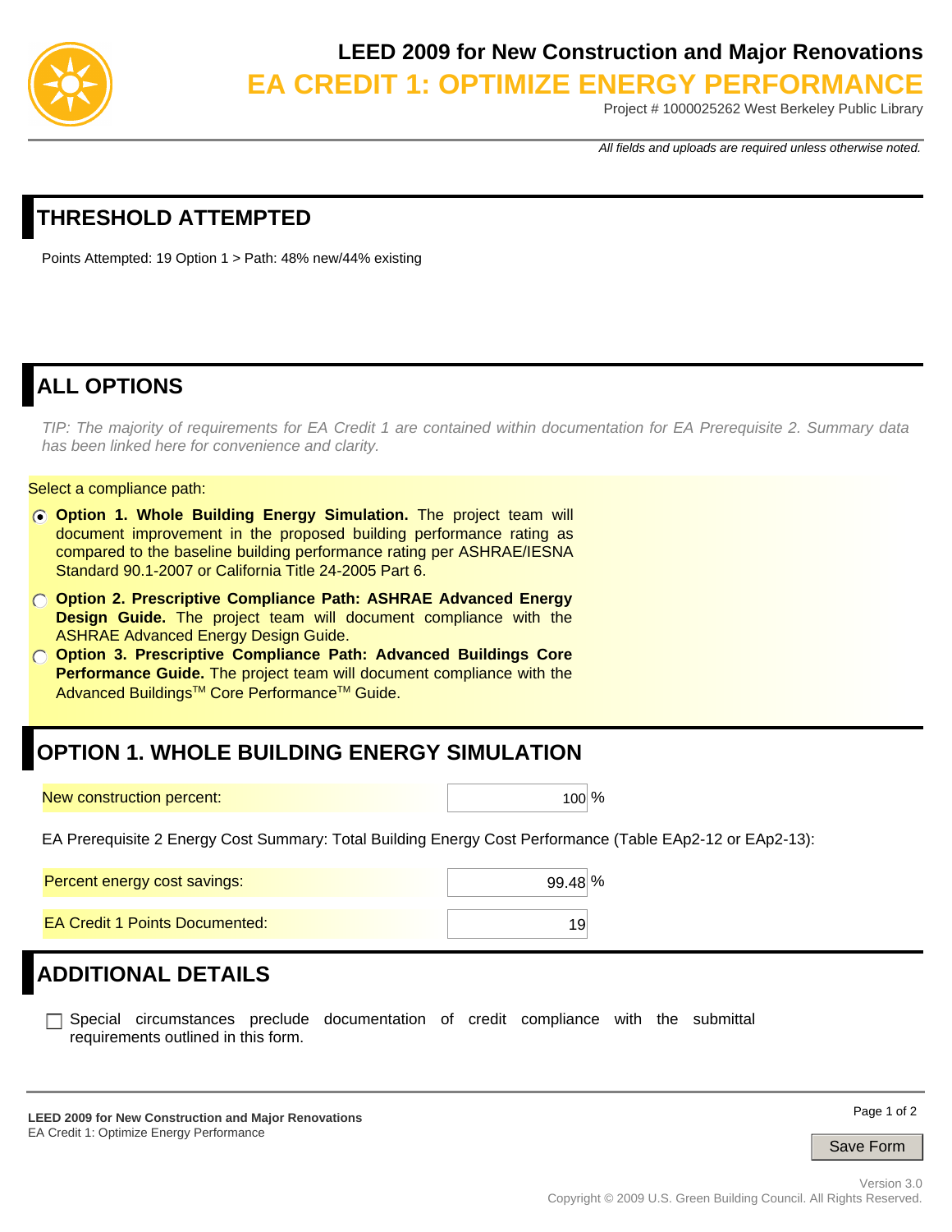# LEED 2009 for New Construction and Major Renovations

# EA CREDIT 1: OPTIMIZE ENERGY PERFORMANCE

Project # 1000025262 West Berkeley Public Library

*All fields and uploads are required unless otherwise noted.*

## THRESHOLD ATTEMPTED

Points Attempted: 19 Option 1 > Path: 48% new/44% existing

## ALL OPTIONS

*TIP: The majority of requirements for EA Credit 1 are contained within documentation for EA Prerequisite 2. Summary data has been linked here for convenience and clarity.*

Select a compliance path:

- (●) **Option 1. Whole Building Energy Simulation.** The project team will document improvement in the proposed building performance rating as compared to the baseline building performance rating per ASHRAE/IESNA Standard 90.1-2007 or California Title 24-2005 Part 6.
- ( ) **Option 2. Prescriptive Compliance Path: ASHRAE Advanced Energy Design Guide.** The project team will document compliance with the ASHRAE Advanced Energy Design Guide.
- ( ) **Option 3. Prescriptive Compliance Path: Advanced Buildings Core Performance Guide.** The project team will document compliance with the Advanced Buildings™ Core Performance™ Guide.

## OPTION 1. WHOLE BUILDING ENERGY SIMULATION

New construction percent: 100 %

EA Prerequisite 2 Energy Cost Summary: Total Building Energy Cost Performance (Table EAp2-12 or EAp2-13):

Percent energy cost savings: 99.48 %

EA Credit 1 Points Documented: 19

## ADDITIONAL DETAILS

☐ Special circumstances preclude documentation of credit compliance with the submittal requirements outlined in this form.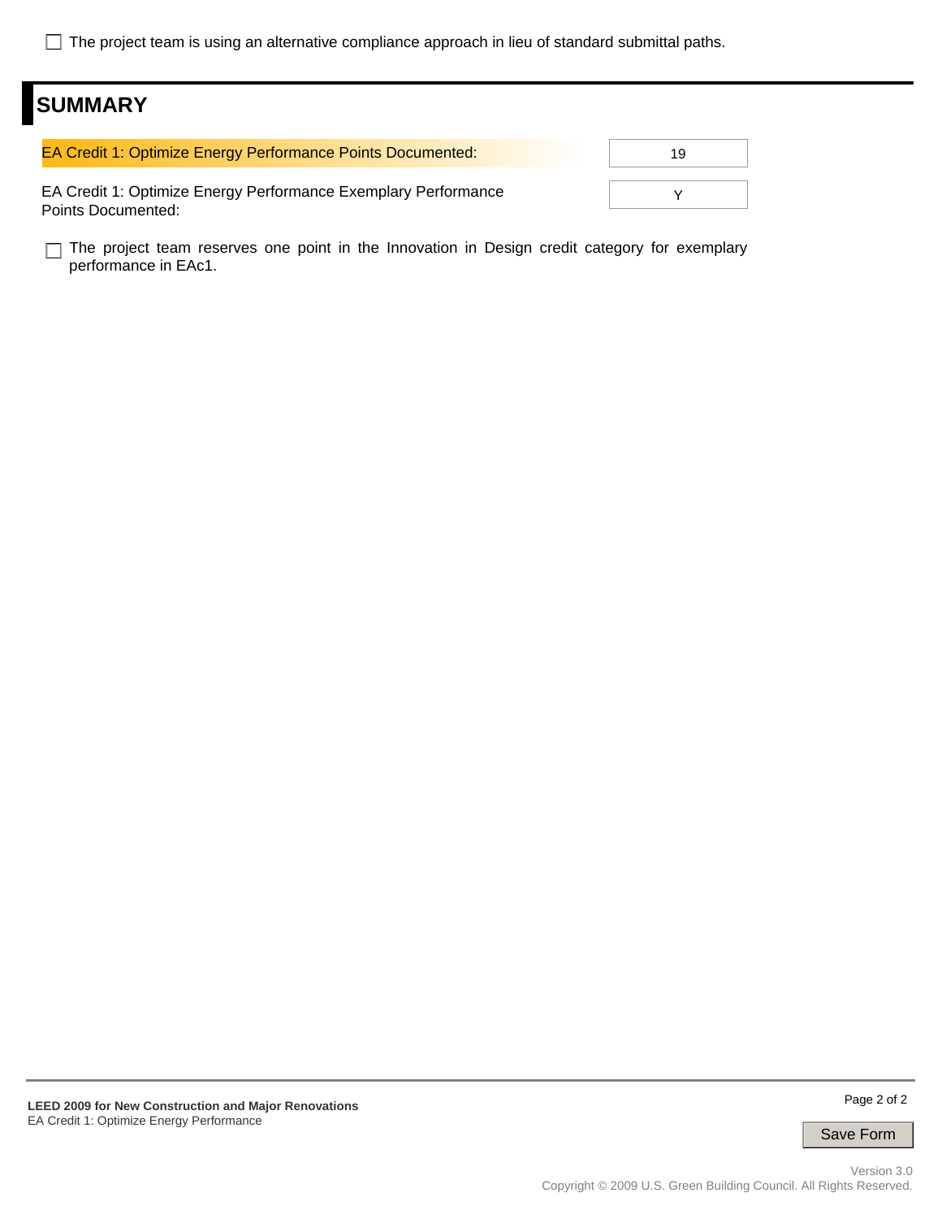☐ The project team is using an alternative compliance approach in lieu of standard submittal paths.

## SUMMARY

| | |
|---|---|
| EA Credit 1: Optimize Energy Performance Points Documented: | 19 |
| EA Credit 1: Optimize Energy Performance Exemplary Performance Points Documented: | Y |

☐ The project team reserves one point in the Innovation in Design credit category for exemplary performance in EAc1.

**LEED 2009 for New Construction and Major Renovations**
EA Credit 1: Optimize Energy Performance

Save Form

Version 3.0
Copyright © 2009 U.S. Green Building Council. All Rights Reserved.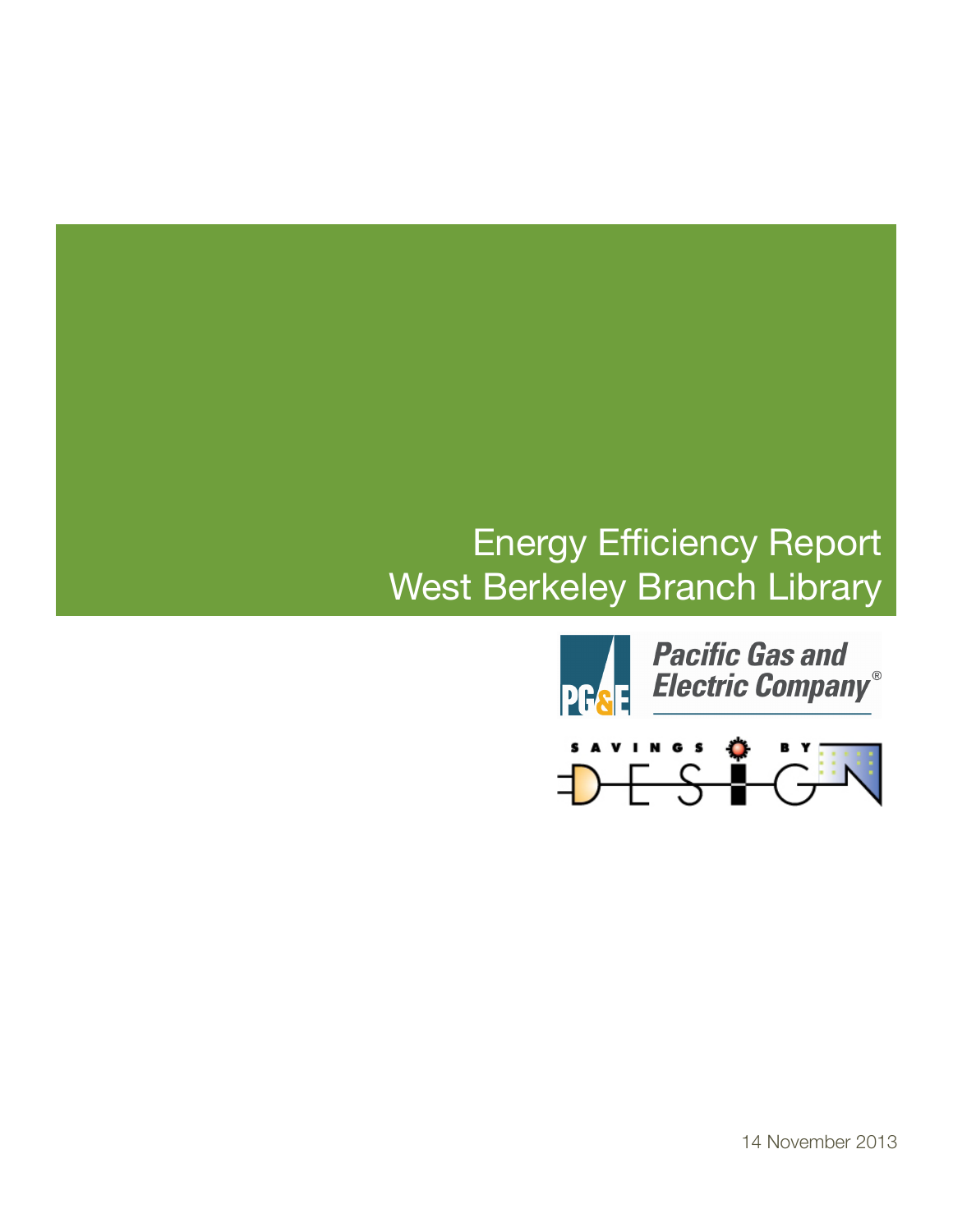# Energy Efficiency Report
# West Berkeley Branch Library

Pacific Gas and Electric Company®

SAVINGS BY DESIGN

14 November 2013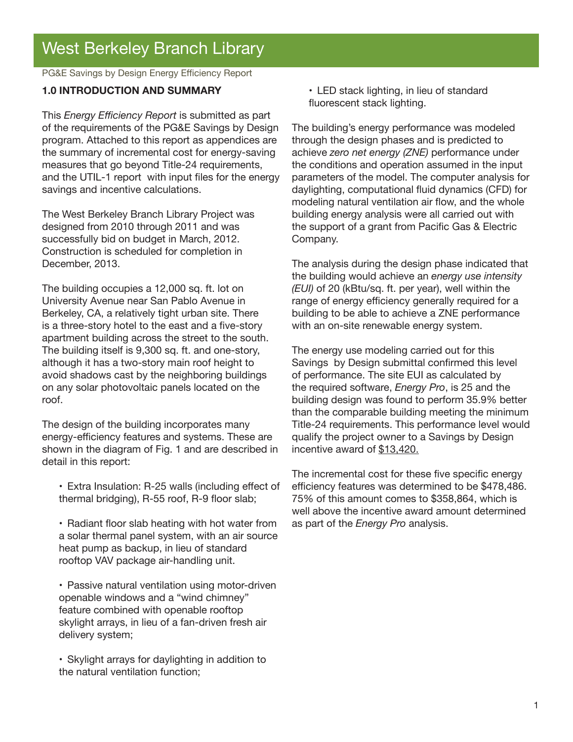# West Berkeley Branch Library

PG&E Savings by Design Energy Efficiency Report

## 1.0 INTRODUCTION AND SUMMARY

This *Energy Efficiency Report* is submitted as part of the requirements of the PG&E Savings by Design program. Attached to this report as appendices are the summary of incremental cost for energy-saving measures that go beyond Title-24 requirements, and the UTIL-1 report with input files for the energy savings and incentive calculations.

The West Berkeley Branch Library Project was designed from 2010 through 2011 and was successfully bid on budget in March, 2012. Construction is scheduled for completion in December, 2013.

The building occupies a 12,000 sq. ft. lot on University Avenue near San Pablo Avenue in Berkeley, CA, a relatively tight urban site. There is a three-story hotel to the east and a five-story apartment building across the street to the south. The building itself is 9,300 sq. ft. and one-story, although it has a two-story main roof height to avoid shadows cast by the neighboring buildings on any solar photovoltaic panels located on the roof.

The design of the building incorporates many energy-efficiency features and systems. These are shown in the diagram of Fig. 1 and are described in detail in this report:

- Extra Insulation: R-25 walls (including effect of thermal bridging), R-55 roof, R-9 floor slab;
- Radiant floor slab heating with hot water from a solar thermal panel system, with an air source heat pump as backup, in lieu of standard rooftop VAV package air-handling unit.
- Passive natural ventilation using motor-driven openable windows and a "wind chimney" feature combined with openable rooftop skylight arrays, in lieu of a fan-driven fresh air delivery system;
- Skylight arrays for daylighting in addition to the natural ventilation function;
- LED stack lighting, in lieu of standard fluorescent stack lighting.

The building's energy performance was modeled through the design phases and is predicted to achieve *zero net energy (ZNE)* performance under the conditions and operation assumed in the input parameters of the model. The computer analysis for daylighting, computational fluid dynamics (CFD) for modeling natural ventilation air flow, and the whole building energy analysis were all carried out with the support of a grant from Pacific Gas & Electric Company.

The analysis during the design phase indicated that the building would achieve an *energy use intensity (EUI)* of 20 (kBtu/sq. ft. per year), well within the range of energy efficiency generally required for a building to be able to achieve a ZNE performance with an on-site renewable energy system.

The energy use modeling carried out for this Savings by Design submittal confirmed this level of performance. The site EUI as calculated by the required software, *Energy Pro*, is 25 and the building design was found to perform 35.9% better than the comparable building meeting the minimum Title-24 requirements. This performance level would qualify the project owner to a Savings by Design incentive award of $13,420.

The incremental cost for these five specific energy efficiency features was determined to be $478,486. 75% of this amount comes to $358,864, which is well above the incentive award amount determined as part of the *Energy Pro* analysis.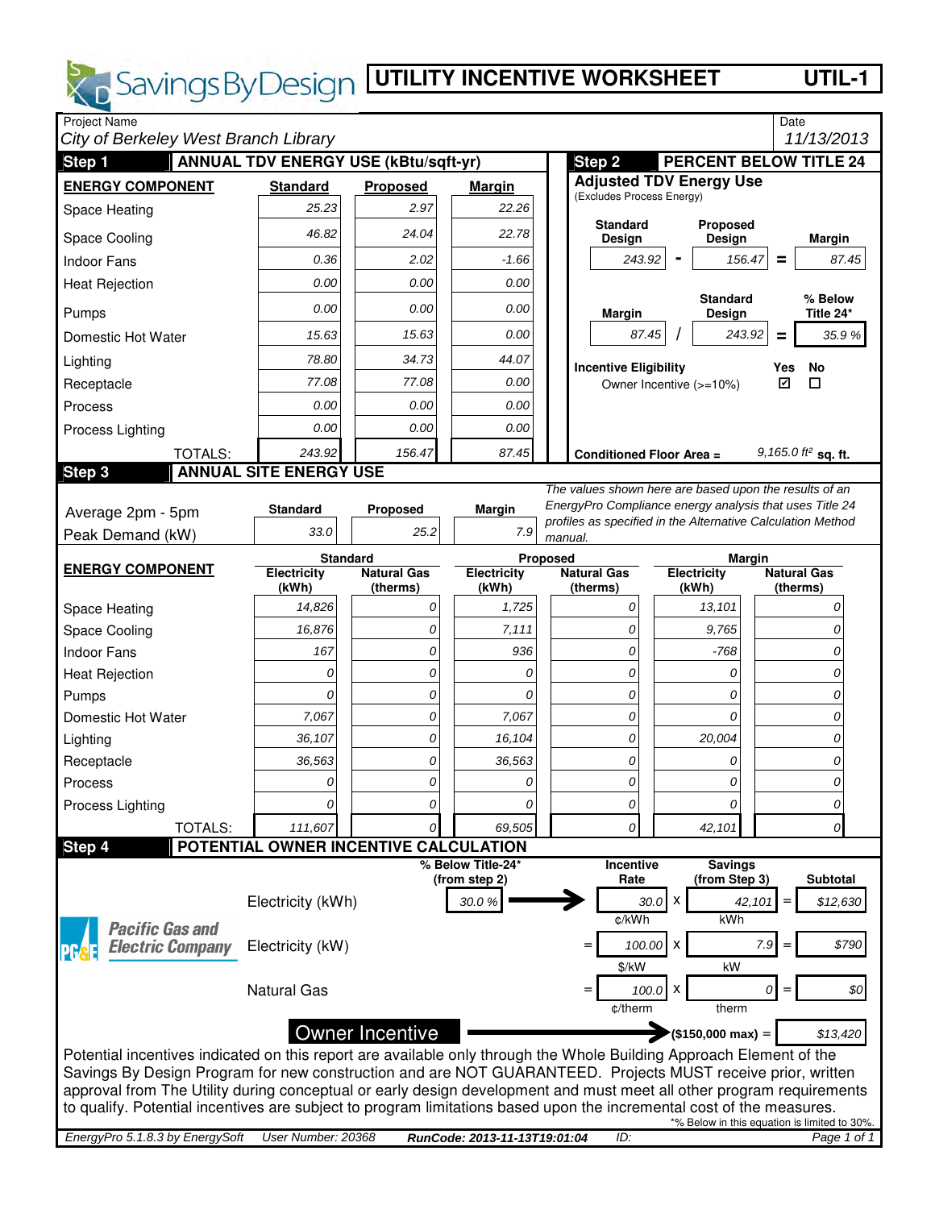# SavingsByDesign — UTILITY INCENTIVE WORKSHEET — UTIL-1

Project Name: *City of Berkeley West Branch Library*

Date: *11/13/2013*

## Step 1 — ANNUAL TDV ENERGY USE (kBtu/sqft-yr)

| ENERGY COMPONENT | Standard | Proposed | Margin |
|---|---|---|---|
| Space Heating | 25.23 | 2.97 | 22.26 |
| Space Cooling | 46.82 | 24.04 | 22.78 |
| Indoor Fans | 0.36 | 2.02 | -1.66 |
| Heat Rejection | 0.00 | 0.00 | 0.00 |
| Pumps | 0.00 | 0.00 | 0.00 |
| Domestic Hot Water | 15.63 | 15.63 | 0.00 |
| Lighting | 78.80 | 34.73 | 44.07 |
| Receptacle | 77.08 | 77.08 | 0.00 |
| Process | 0.00 | 0.00 | 0.00 |
| Process Lighting | 0.00 | 0.00 | 0.00 |
| TOTALS: | 243.92 | 156.47 | 87.45 |

## Step 2 — PERCENT BELOW TITLE 24

**Adjusted TDV Energy Use**
(Excludes Process Energy)

Standard Design 243.92 − Proposed Design 156.47 = Margin 87.45

Margin 87.45 / Standard Design 243.92 = % Below Title 24* 35.9 %

**Incentive Eligibility**

| | Yes | No |
|---|---|---|
| Owner Incentive (>=10%) | ☑ | ☐ |

**Conditioned Floor Area =** 9,165.0 ft² sq. ft.

## Step 3 — ANNUAL SITE ENERGY USE

| | Standard | Proposed | Margin |
|---|---|---|---|
| Average 2pm - 5pm Peak Demand (kW) | 33.0 | 25.2 | 7.9 |

*The values shown here are based upon the results of an EnergyPro Compliance energy analysis that uses Title 24 profiles as specified in the Alternative Calculation Method manual.*

| ENERGY COMPONENT | Standard | | Proposed | | Margin | |
|---|---|---|---|---|---|---|
| | Electricity (kWh) | Natural Gas (therms) | Electricity (kWh) | Natural Gas (therms) | Electricity (kWh) | Natural Gas (therms) |
| Space Heating | 14,826 | 0 | 1,725 | 0 | 13,101 | 0 |
| Space Cooling | 16,876 | 0 | 7,111 | 0 | 9,765 | 0 |
| Indoor Fans | 167 | 0 | 936 | 0 | -768 | 0 |
| Heat Rejection | 0 | 0 | 0 | 0 | 0 | 0 |
| Pumps | 0 | 0 | 0 | 0 | 0 | 0 |
| Domestic Hot Water | 7,067 | 0 | 7,067 | 0 | 0 | 0 |
| Lighting | 36,107 | 0 | 16,104 | 0 | 20,004 | 0 |
| Receptacle | 36,563 | 0 | 36,563 | 0 | 0 | 0 |
| Process | 0 | 0 | 0 | 0 | 0 | 0 |
| Process Lighting | 0 | 0 | 0 | 0 | 0 | 0 |
| TOTALS: | 111,607 | 0 | 69,505 | 0 | 42,101 | 0 |

## Step 4 — POTENTIAL OWNER INCENTIVE CALCULATION

Pacific Gas and Electric Company

| | % Below Title-24* (from step 2) | Incentive Rate | | Savings (from Step 3) | | Subtotal |
|---|---|---|---|---|---|---|
| Electricity (kWh) | 30.0 % | 30.0 | ¢/kWh | 42,101 | kWh | $12,630 |
| Electricity (kW) | | 100.00 | $/kW | 7.9 | kW | $790 |
| Natural Gas | | 100.0 | ¢/therm | 0 | therm | $0 |

**Owner Incentive** ($150,000 max) = $13,420

Potential incentives indicated on this report are available only through the Whole Building Approach Element of the Savings By Design Program for new construction and are NOT GUARANTEED. Projects MUST receive prior, written approval from The Utility during conceptual or early design development and must meet all other program requirements to qualify. Potential incentives are subject to program limitations based upon the incremental cost of the measures.

*% Below in this equation is limited to 30%.

EnergyPro 5.1.8.3 by EnergySoft — User Number: 20368 — RunCode: 2013-11-13T19:01:04 — ID: